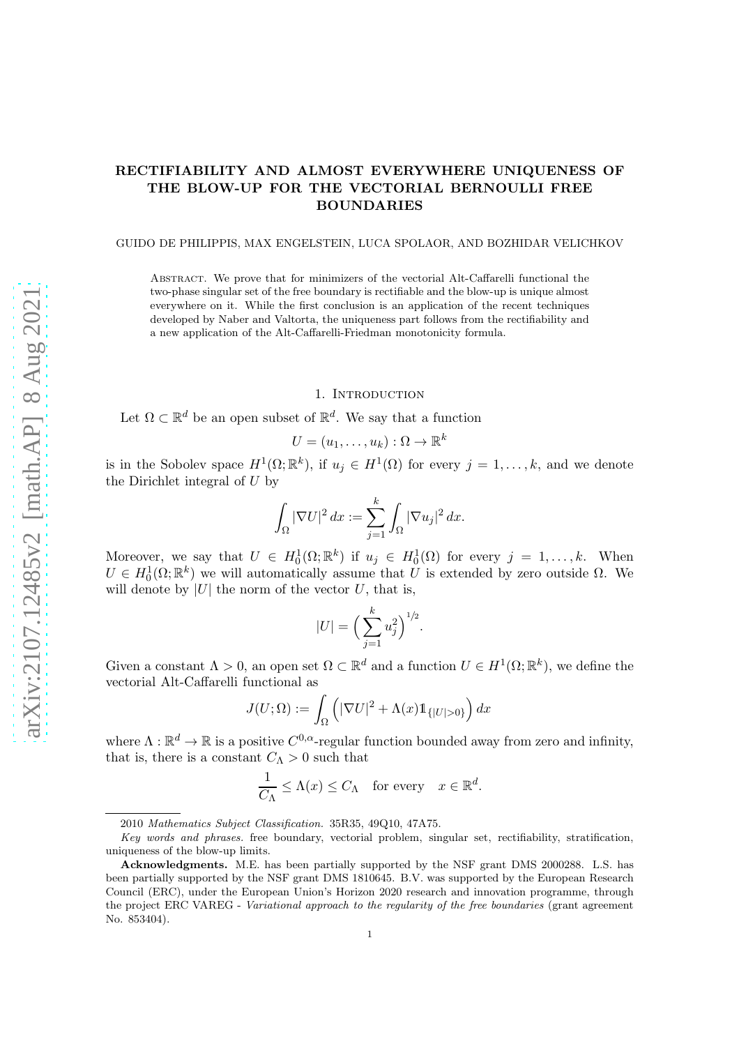# RECTIFIABILITY AND ALMOST EVERYWHERE UNIQUENESS OF THE BLOW-UP FOR THE VECTORIAL BERNOULLI FREE BOUNDARIES

GUIDO DE PHILIPPIS, MAX ENGELSTEIN, LUCA SPOLAOR, AND BOZHIDAR VELICHKOV

Abstract. We prove that for minimizers of the vectorial Alt-Caffarelli functional the two-phase singular set of the free boundary is rectifiable and the blow-up is unique almost everywhere on it. While the first conclusion is an application of the recent techniques developed by Naber and Valtorta, the uniqueness part follows from the rectifiability and a new application of the Alt-Caffarelli-Friedman monotonicity formula.

## 1. Introduction

Let $\Omega \subset \mathbb{R}^d$ be an open subset of $\mathbb{R}^d$. We say that a function

$$U = (u_1, \dots, u_k) : \Omega \to \mathbb{R}^k$$

is in the Sobolev space $H^1(\Omega; \mathbb{R}^k)$, if $u_j \in H^1(\Omega)$ for every $j = 1, \dots, k$, and we denote the Dirichlet integral of $U$ by

$$\int_\Omega |\nabla U|^2 \, dx := \sum_{j=1}^k \int_\Omega |\nabla u_j|^2 \, dx.$$

Moreover, we say that $U \in H^1_0(\Omega; \mathbb{R}^k)$ if $u_j \in H^1_0(\Omega)$ for every $j = 1, \dots, k$. When $U \in H^1_0(\Omega; \mathbb{R}^k)$ we will automatically assume that $U$ is extended by zero outside $\Omega$. We will denote by $|U|$ the norm of the vector $U$, that is,

$$|U| = \Big( \sum_{j=1}^k u_j^2 \Big)^{1/2}.$$

Given a constant $\Lambda > 0$, an open set $\Omega \subset \mathbb{R}^d$ and a function $U \in H^1(\Omega; \mathbb{R}^k)$, we define the vectorial Alt-Caffarelli functional as

$$J(U; \Omega) := \int_\Omega \Big( |\nabla U|^2 + \Lambda(x) \mathbb{1}_{\{|U|>0\}} \Big) \, dx$$

where $\Lambda : \mathbb{R}^d \to \mathbb{R}$ is a positive $C^{0,\alpha}$-regular function bounded away from zero and infinity, that is, there is a constant $C_\Lambda > 0$ such that

$$\frac{1}{C_\Lambda} \le \Lambda(x) \le C_\Lambda \quad \text{for every} \quad x \in \mathbb{R}^d.$$

---

2010 *Mathematics Subject Classification.* 35R35, 49Q10, 47A75.

*Key words and phrases.* free boundary, vectorial problem, singular set, rectifiability, stratification, uniqueness of the blow-up limits.

**Acknowledgments.** M.E. has been partially supported by the NSF grant DMS 2000288. L.S. has been partially supported by the NSF grant DMS 1810645. B.V. was supported by the European Research Council (ERC), under the European Union's Horizon 2020 research and innovation programme, through the project ERC VAREG - *Variational approach to the regularity of the free boundaries* (grant agreement No. 853404).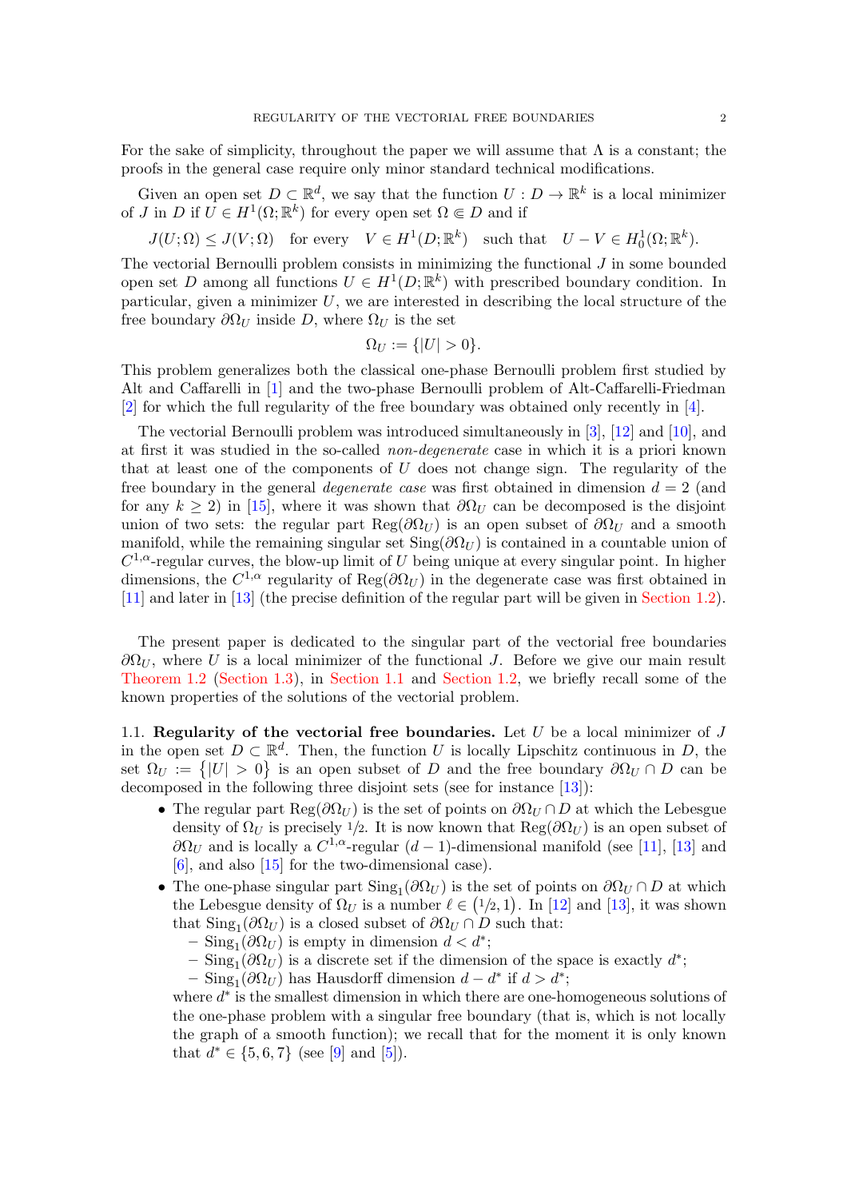For the sake of simplicity, throughout the paper we will assume that $\Lambda$ is a constant; the proofs in the general case require only minor standard technical modifications.

Given an open set $D \subset \mathbb{R}^d$, we say that the function $U : D \to \mathbb{R}^k$ is a local minimizer of $J$ in $D$ if $U \in H^1(\Omega; \mathbb{R}^k)$ for every open set $\Omega \Subset D$ and if

$$J(U;\Omega) \le J(V;\Omega) \quad \text{for every} \quad V \in H^1(D;\mathbb{R}^k) \quad \text{such that} \quad U - V \in H^1_0(\Omega;\mathbb{R}^k).$$

The vectorial Bernoulli problem consists in minimizing the functional $J$ in some bounded open set $D$ among all functions $U \in H^1(D;\mathbb{R}^k)$ with prescribed boundary condition. In particular, given a minimizer $U$, we are interested in describing the local structure of the free boundary $\partial\Omega_U$ inside $D$, where $\Omega_U$ is the set

$$\Omega_U := \{|U| > 0\}.$$

This problem generalizes both the classical one-phase Bernoulli problem first studied by Alt and Caffarelli in [1] and the two-phase Bernoulli problem of Alt-Caffarelli-Friedman [2] for which the full regularity of the free boundary was obtained only recently in [4].

The vectorial Bernoulli problem was introduced simultaneously in [3], [12] and [10], and at first it was studied in the so-called *non-degenerate* case in which it is a priori known that at least one of the components of $U$ does not change sign. The regularity of the free boundary in the general *degenerate case* was first obtained in dimension $d = 2$ (and for any $k \ge 2$) in [15], where it was shown that $\partial\Omega_U$ can be decomposed is the disjoint union of two sets: the regular part $\mathrm{Reg}(\partial\Omega_U)$ is an open subset of $\partial\Omega_U$ and a smooth manifold, while the remaining singular set $\mathrm{Sing}(\partial\Omega_U)$ is contained in a countable union of $C^{1,\alpha}$-regular curves, the blow-up limit of $U$ being unique at every singular point. In higher dimensions, the $C^{1,\alpha}$ regularity of $\mathrm{Reg}(\partial\Omega_U)$ in the degenerate case was first obtained in [11] and later in [13] (the precise definition of the regular part will be given in Section 1.2).

The present paper is dedicated to the singular part of the vectorial free boundaries $\partial\Omega_U$, where $U$ is a local minimizer of the functional $J$. Before we give our main result Theorem 1.2 (Section 1.3), in Section 1.1 and Section 1.2, we briefly recall some of the known properties of the solutions of the vectorial problem.

1.1. **Regularity of the vectorial free boundaries.** Let $U$ be a local minimizer of $J$ in the open set $D \subset \mathbb{R}^d$. Then, the function $U$ is locally Lipschitz continuous in $D$, the set $\Omega_U := \{|U| > 0\}$ is an open subset of $D$ and the free boundary $\partial\Omega_U \cap D$ can be decomposed in the following three disjoint sets (see for instance [13]):

- The regular part $\mathrm{Reg}(\partial\Omega_U)$ is the set of points on $\partial\Omega_U \cap D$ at which the Lebesgue density of $\Omega_U$ is precisely $1/2$. It is now known that $\mathrm{Reg}(\partial\Omega_U)$ is an open subset of $\partial\Omega_U$ and is locally a $C^{1,\alpha}$-regular $(d-1)$-dimensional manifold (see [11], [13] and [6], and also [15] for the two-dimensional case).
- The one-phase singular part $\mathrm{Sing}_1(\partial\Omega_U)$ is the set of points on $\partial\Omega_U \cap D$ at which the Lebesgue density of $\Omega_U$ is a number $\ell \in (1/2, 1)$. In [12] and [13], it was shown that $\mathrm{Sing}_1(\partial\Omega_U)$ is a closed subset of $\partial\Omega_U \cap D$ such that:
  - $\mathrm{Sing}_1(\partial\Omega_U)$ is empty in dimension $d < d^*$;
  - $\mathrm{Sing}_1(\partial\Omega_U)$ is a discrete set if the dimension of the space is exactly $d^*$;
  - $\mathrm{Sing}_1(\partial\Omega_U)$ has Hausdorff dimension $d - d^*$ if $d > d^*$;

  where $d^*$ is the smallest dimension in which there are one-homogeneous solutions of the one-phase problem with a singular free boundary (that is, which is not locally the graph of a smooth function); we recall that for the moment it is only known that $d^* \in \{5, 6, 7\}$ (see [9] and [5]).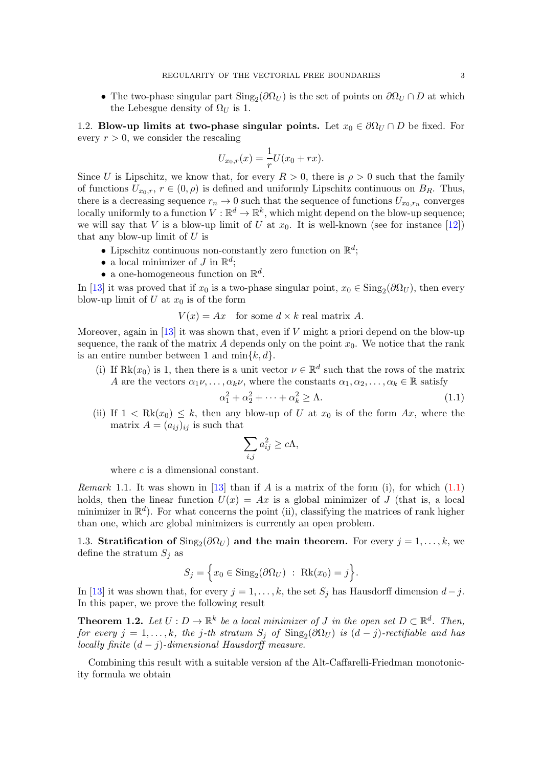- The two-phase singular part $\mathrm{Sing}_2(\partial\Omega_U)$ is the set of points on $\partial\Omega_U \cap D$ at which the Lebesgue density of $\Omega_U$ is 1.

**1.2. Blow-up limits at two-phase singular points.** Let $x_0 \in \partial\Omega_U \cap D$ be fixed. For every $r > 0$, we consider the rescaling

$$U_{x_0,r}(x) = \frac{1}{r} U(x_0 + rx).$$

Since $U$ is Lipschitz, we know that, for every $R > 0$, there is $\rho > 0$ such that the family of functions $U_{x_0,r}$, $r \in (0, \rho)$ is defined and uniformly Lipschitz continuous on $B_R$. Thus, there is a decreasing sequence $r_n \to 0$ such that the sequence of functions $U_{x_0,r_n}$ converges locally uniformly to a function $V : \mathbb{R}^d \to \mathbb{R}^k$, which might depend on the blow-up sequence; we will say that $V$ is a blow-up limit of $U$ at $x_0$. It is well-known (see for instance [12]) that any blow-up limit of $U$ is

- Lipschitz continuous non-constantly zero function on $\mathbb{R}^d$;
- a local minimizer of $J$ in $\mathbb{R}^d$;
- a one-homogeneous function on $\mathbb{R}^d$.

In [13] it was proved that if $x_0$ is a two-phase singular point, $x_0 \in \mathrm{Sing}_2(\partial\Omega_U)$, then every blow-up limit of $U$ at $x_0$ is of the form

$$V(x) = Ax \quad \text{for some } d \times k \text{ real matrix } A.$$

Moreover, again in [13] it was shown that, even if $V$ might a priori depend on the blow-up sequence, the rank of the matrix $A$ depends only on the point $x_0$. We notice that the rank is an entire number between 1 and $\min\{k, d\}$.

(i) If $\mathrm{Rk}(x_0)$ is 1, then there is a unit vector $\nu \in \mathbb{R}^d$ such that the rows of the matrix $A$ are the vectors $\alpha_1\nu, \dots, \alpha_k\nu$, where the constants $\alpha_1, \alpha_2, \dots, \alpha_k \in \mathbb{R}$ satisfy

$$\alpha_1^2 + \alpha_2^2 + \dots + \alpha_k^2 \geq \Lambda. \tag{1.1}$$

(ii) If $1 < \mathrm{Rk}(x_0) \leq k$, then any blow-up of $U$ at $x_0$ is of the form $Ax$, where the matrix $A = (a_{ij})_{ij}$ is such that

$$\sum_{i,j} a_{ij}^2 \geq c\Lambda,$$

where $c$ is a dimensional constant.

*Remark* 1.1. It was shown in [13] than if $A$ is a matrix of the form (i), for which (1.1) holds, then the linear function $U(x) = Ax$ is a global minimizer of $J$ (that is, a local minimizer in $\mathbb{R}^d$). For what concerns the point (ii), classifying the matrices of rank higher than one, which are global minimizers is currently an open problem.

**1.3. Stratification of $\mathrm{Sing}_2(\partial\Omega_U)$ and the main theorem.** For every $j = 1, \dots, k$, we define the stratum $S_j$ as

$$S_j = \Big\{ x_0 \in \mathrm{Sing}_2(\partial\Omega_U) \ : \ \mathrm{Rk}(x_0) = j \Big\}.$$

In [13] it was shown that, for every $j = 1, \dots, k$, the set $S_j$ has Hausdorff dimension $d - j$. In this paper, we prove the following result

**Theorem 1.2.** *Let $U : D \to \mathbb{R}^k$ be a local minimizer of $J$ in the open set $D \subset \mathbb{R}^d$. Then, for every $j = 1, \dots, k$, the $j$-th stratum $S_j$ of $\mathrm{Sing}_2(\partial\Omega_U)$ is $(d-j)$-rectifiable and has locally finite $(d-j)$-dimensional Hausdorff measure.*

Combining this result with a suitable version af the Alt-Caffarelli-Friedman monotonicity formula we obtain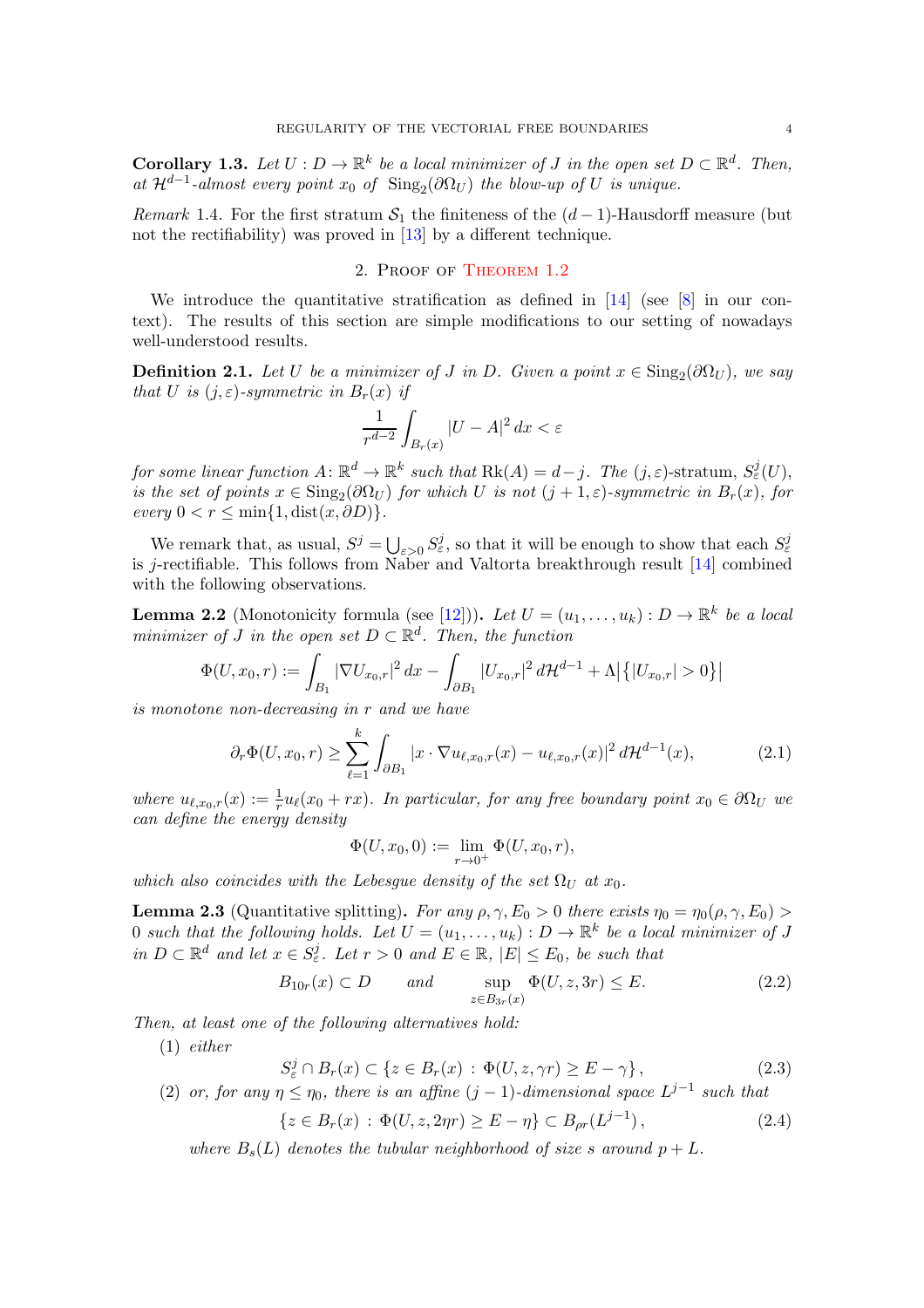**Corollary 1.3.** *Let $U : D \to \mathbb{R}^k$ be a local minimizer of $J$ in the open set $D \subset \mathbb{R}^d$. Then, at $\mathcal{H}^{d-1}$-almost every point $x_0$ of $\mathrm{Sing}_2(\partial\Omega_U)$ the blow-up of $U$ is unique.*

*Remark* 1.4. For the first stratum $\mathcal{S}_1$ the finiteness of the $(d-1)$-Hausdorff measure (but not the rectifiability) was proved in [13] by a different technique.

## 2. Proof of Theorem 1.2

We introduce the quantitative stratification as defined in [14] (see [8] in our context). The results of this section are simple modifications to our setting of nowadays well-understood results.

**Definition 2.1.** *Let $U$ be a minimizer of $J$ in $D$. Given a point $x \in \mathrm{Sing}_2(\partial\Omega_U)$, we say that $U$ is $(j,\varepsilon)$-symmetric in $B_r(x)$ if*

$$\frac{1}{r^{d-2}}\int_{B_r(x)} |U - A|^2\,dx < \varepsilon$$

*for some linear function $A\colon \mathbb{R}^d \to \mathbb{R}^k$ such that $\mathrm{Rk}(A) = d-j$. The $(j,\varepsilon)$-stratum, $S^j_\varepsilon(U)$, is the set of points $x \in \mathrm{Sing}_2(\partial\Omega_U)$ for which $U$ is not $(j+1,\varepsilon)$-symmetric in $B_r(x)$, for every $0 < r \le \min\{1, \mathrm{dist}(x,\partial D)\}$.*

We remark that, as usual, $S^j = \bigcup_{\varepsilon>0} S^j_\varepsilon$, so that it will be enough to show that each $S^j_\varepsilon$ is $j$-rectifiable. This follows from Naber and Valtorta breakthrough result [14] combined with the following observations.

**Lemma 2.2** (Monotonicity formula (see [12]))**.** *Let $U = (u_1,\dots,u_k) : D \to \mathbb{R}^k$ be a local minimizer of $J$ in the open set $D \subset \mathbb{R}^d$. Then, the function*

$$\Phi(U,x_0,r) := \int_{B_1} |\nabla U_{x_0,r}|^2\,dx - \int_{\partial B_1} |U_{x_0,r}|^2\,d\mathcal{H}^{d-1} + \Lambda\big|\{|U_{x_0,r}| > 0\}\big|$$

*is monotone non-decreasing in $r$ and we have*

$$\partial_r\Phi(U,x_0,r) \ge \sum_{\ell=1}^k \int_{\partial B_1} |x\cdot\nabla u_{\ell,x_0,r}(x) - u_{\ell,x_0,r}(x)|^2\,d\mathcal{H}^{d-1}(x), \tag{2.1}$$

*where $u_{\ell,x_0,r}(x) := \frac{1}{r}u_\ell(x_0+rx)$. In particular, for any free boundary point $x_0 \in \partial\Omega_U$ we can define the energy density*

$$\Phi(U,x_0,0) := \lim_{r\to0^+}\Phi(U,x_0,r),$$

*which also coincides with the Lebesgue density of the set $\Omega_U$ at $x_0$.*

**Lemma 2.3** (Quantitative splitting)**.** *For any $\rho,\gamma,E_0 > 0$ there exists $\eta_0 = \eta_0(\rho,\gamma,E_0) > 0$ such that the following holds. Let $U = (u_1,\dots,u_k) : D \to \mathbb{R}^k$ be a local minimizer of $J$ in $D \subset \mathbb{R}^d$ and let $x \in S^j_\varepsilon$. Let $r > 0$ and $E \in \mathbb{R}$, $|E| \le E_0$, be such that*

$$B_{10r}(x) \subset D \qquad \text{and} \qquad \sup_{z\in B_{3r}(x)} \Phi(U,z,3r) \le E. \tag{2.2}$$

*Then, at least one of the following alternatives hold:*

1. *either*
$$S^j_\varepsilon \cap B_r(x) \subset \{z \in B_r(x) : \Phi(U,z,\gamma r) \ge E-\gamma\}, \tag{2.3}$$
2. *or, for any $\eta \le \eta_0$, there is an affine $(j-1)$-dimensional space $L^{j-1}$ such that*
$$\{z \in B_r(x) : \Phi(U,z,2\eta r) \ge E-\eta\} \subset B_{\rho r}(L^{j-1}), \tag{2.4}$$
*where $B_s(L)$ denotes the tubular neighborhood of size $s$ around $p+L$.*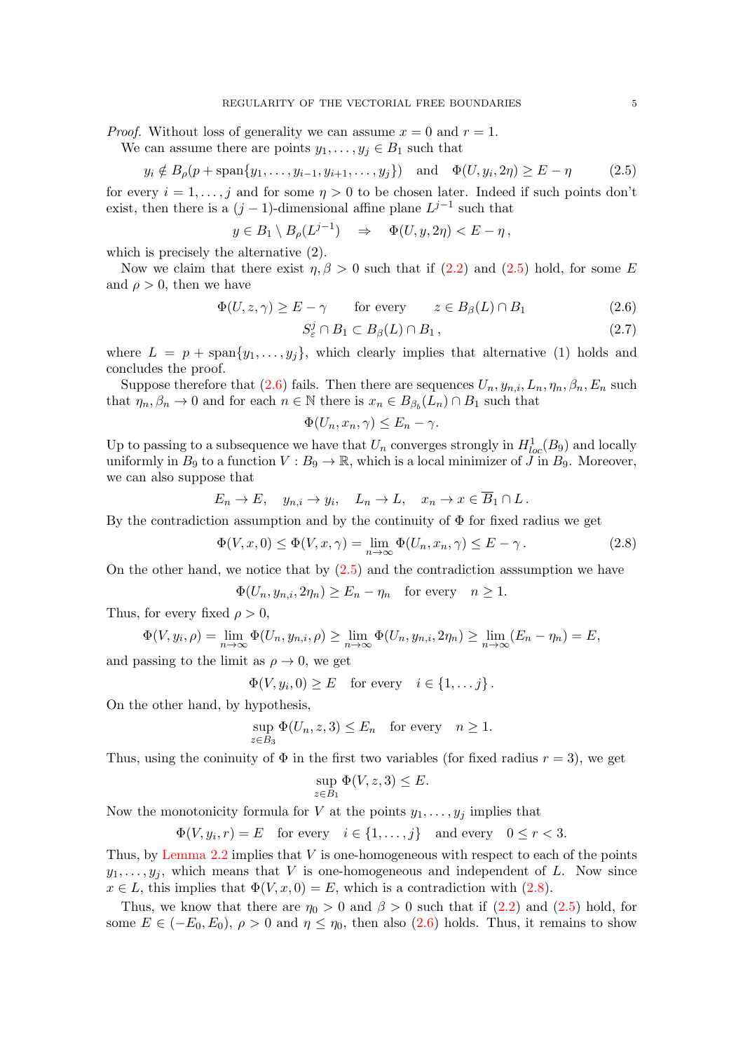*Proof.* Without loss of generality we can assume $x = 0$ and $r = 1$.

We can assume there are points $y_1, \dots, y_j \in B_1$ such that

$$y_i \notin B_\rho(p + \mathrm{span}\{y_1, \dots, y_{i-1}, y_{i+1}, \dots, y_j\}) \quad \text{and} \quad \Phi(U, y_i, 2\eta) \geq E - \eta \tag{2.5}$$

for every $i = 1, \dots, j$ and for some $\eta > 0$ to be chosen later. Indeed if such points don't exist, then there is a $(j-1)$-dimensional affine plane $L^{j-1}$ such that

$$y \in B_1 \setminus B_\rho(L^{j-1}) \quad \Rightarrow \quad \Phi(U, y, 2\eta) < E - \eta\,,$$

which is precisely the alternative (2).

Now we claim that there exist $\eta, \beta > 0$ such that if (2.2) and (2.5) hold, for some $E$ and $\rho > 0$, then we have

$$\Phi(U, z, \gamma) \geq E - \gamma \qquad \text{for every} \qquad z \in B_\beta(L) \cap B_1 \tag{2.6}$$

$$S^j_\varepsilon \cap B_1 \subset B_\beta(L) \cap B_1\,, \tag{2.7}$$

where $L = p + \mathrm{span}\{y_1, \dots, y_j\}$, which clearly implies that alternative (1) holds and concludes the proof.

Suppose therefore that (2.6) fails. Then there are sequences $U_n, y_{n,i}, L_n, \eta_n, \beta_n, E_n$ such that $\eta_n, \beta_n \to 0$ and for each $n \in \mathbb{N}$ there is $x_n \in B_{\beta_b}(L_n) \cap B_1$ such that

$$\Phi(U_n, x_n, \gamma) \leq E_n - \gamma.$$

Up to passing to a subsequence we have that $U_n$ converges strongly in $H^1_{loc}(B_9)$ and locally uniformly in $B_9$ to a function $V : B_9 \to \mathbb{R}$, which is a local minimizer of $J$ in $B_9$. Moreover, we can also suppose that

$$E_n \to E, \quad y_{n,i} \to y_i, \quad L_n \to L, \quad x_n \to x \in \overline{B}_1 \cap L\,.$$

By the contradiction assumption and by the continuity of $\Phi$ for fixed radius we get

$$\Phi(V, x, 0) \leq \Phi(V, x, \gamma) = \lim_{n\to\infty} \Phi(U_n, x_n, \gamma) \leq E - \gamma\,. \tag{2.8}$$

On the other hand, we notice that by (2.5) and the contradiction asssumption we have

$$\Phi(U_n, y_{n,i}, 2\eta_n) \geq E_n - \eta_n \quad \text{for every} \quad n \geq 1.$$

Thus, for every fixed $\rho > 0$,

$$\Phi(V, y_i, \rho) = \lim_{n\to\infty} \Phi(U_n, y_{n,i}, \rho) \geq \lim_{n\to\infty} \Phi(U_n, y_{n,i}, 2\eta_n) \geq \lim_{n\to\infty} (E_n - \eta_n) = E,$$

and passing to the limit as $\rho \to 0$, we get

$$\Phi(V, y_i, 0) \geq E \quad \text{for every} \quad i \in \{1, \dots j\}\,.$$

On the other hand, by hypothesis,

$$\sup_{z \in B_3} \Phi(U_n, z, 3) \leq E_n \quad \text{for every} \quad n \geq 1.$$

Thus, using the coninuity of $\Phi$ in the first two variables (for fixed radius $r = 3$), we get

$$\sup_{z \in B_1} \Phi(V, z, 3) \leq E.$$

Now the monotonicity formula for $V$ at the points $y_1, \dots, y_j$ implies that

$$\Phi(V, y_i, r) = E \quad \text{for every} \quad i \in \{1, \dots, j\} \quad \text{and every} \quad 0 \leq r < 3.$$

Thus, by Lemma 2.2 implies that $V$ is one-homogeneous with respect to each of the points $y_1, \dots, y_j$, which means that $V$ is one-homogeneous and independent of $L$. Now since $x \in L$, this implies that $\Phi(V, x, 0) = E$, which is a contradiction with (2.8).

Thus, we know that there are $\eta_0 > 0$ and $\beta > 0$ such that if (2.2) and (2.5) hold, for some $E \in (-E_0, E_0)$, $\rho > 0$ and $\eta \leq \eta_0$, then also (2.6) holds. Thus, it remains to show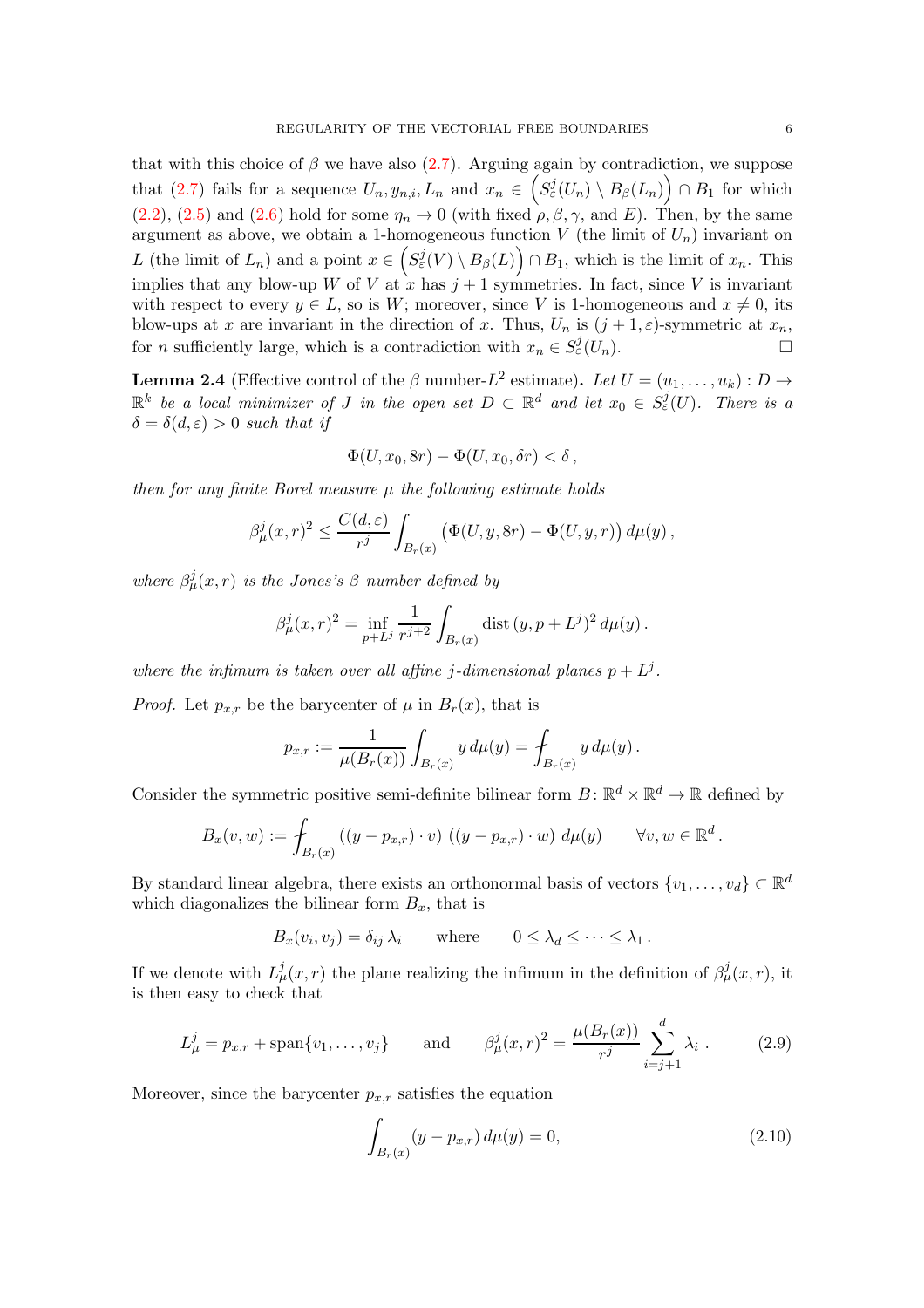that with this choice of $\beta$ we have also (2.7). Arguing again by contradiction, we suppose that (2.7) fails for a sequence $U_n, y_{n,i}, L_n$ and $x_n \in \left(S^j_\varepsilon(U_n) \setminus B_\beta(L_n)\right) \cap B_1$ for which (2.2), (2.5) and (2.6) hold for some $\eta_n \to 0$ (with fixed $\rho, \beta, \gamma$, and $E$). Then, by the same argument as above, we obtain a 1-homogeneous function $V$ (the limit of $U_n$) invariant on $L$ (the limit of $L_n$) and a point $x \in \left(S^j_\varepsilon(V) \setminus B_\beta(L)\right) \cap B_1$, which is the limit of $x_n$. This implies that any blow-up $W$ of $V$ at $x$ has $j+1$ symmetries. In fact, since $V$ is invariant with respect to every $y \in L$, so is $W$; moreover, since $V$ is 1-homogeneous and $x \neq 0$, its blow-ups at $x$ are invariant in the direction of $x$. Thus, $U_n$ is $(j+1, \varepsilon)$-symmetric at $x_n$, for $n$ sufficiently large, which is a contradiction with $x_n \in S^j_\varepsilon(U_n)$. $\square$

**Lemma 2.4** (Effective control of the $\beta$ number-$L^2$ estimate)**.** *Let $U = (u_1, \ldots, u_k) : D \to \mathbb{R}^k$ be a local minimizer of $J$ in the open set $D \subset \mathbb{R}^d$ and let $x_0 \in S^j_\varepsilon(U)$. There is a $\delta = \delta(d, \varepsilon) > 0$ such that if*

$$\Phi(U, x_0, 8r) - \Phi(U, x_0, \delta r) < \delta\,,$$

*then for any finite Borel measure $\mu$ the following estimate holds*

$$\beta^j_\mu(x, r)^2 \leq \frac{C(d, \varepsilon)}{r^j} \int_{B_r(x)} \big(\Phi(U, y, 8r) - \Phi(U, y, r)\big)\, d\mu(y)\,,$$

*where $\beta^j_\mu(x, r)$ is the Jones's $\beta$ number defined by*

$$\beta^j_\mu(x, r)^2 = \inf_{p + L^j} \frac{1}{r^{j+2}} \int_{B_r(x)} \operatorname{dist}(y, p + L^j)^2\, d\mu(y)\,.$$

*where the infimum is taken over all affine $j$-dimensional planes $p + L^j$.*

*Proof.* Let $p_{x,r}$ be the barycenter of $\mu$ in $B_r(x)$, that is

$$p_{x,r} := \frac{1}{\mu(B_r(x))} \int_{B_r(x)} y\, d\mu(y) = \fint_{B_r(x)} y\, d\mu(y)\,.$$

Consider the symmetric positive semi-definite bilinear form $B \colon \mathbb{R}^d \times \mathbb{R}^d \to \mathbb{R}$ defined by

$$B_x(v, w) := \fint_{B_r(x)} \big((y - p_{x,r}) \cdot v\big)\, \big((y - p_{x,r}) \cdot w\big)\, d\mu(y) \qquad \forall v, w \in \mathbb{R}^d\,.$$

By standard linear algebra, there exists an orthonormal basis of vectors $\{v_1, \ldots, v_d\} \subset \mathbb{R}^d$ which diagonalizes the bilinear form $B_x$, that is

$$B_x(v_i, v_j) = \delta_{ij}\, \lambda_i \qquad \text{where} \qquad 0 \leq \lambda_d \leq \cdots \leq \lambda_1\,.$$

If we denote with $L^j_\mu(x, r)$ the plane realizing the infimum in the definition of $\beta^j_\mu(x, r)$, it is then easy to check that

$$L^j_\mu = p_{x,r} + \operatorname{span}\{v_1, \ldots, v_j\} \qquad \text{and} \qquad \beta^j_\mu(x, r)^2 = \frac{\mu(B_r(x))}{r^j} \sum_{i=j+1}^{d} \lambda_i\,. \tag{2.9}$$

Moreover, since the barycenter $p_{x,r}$ satisfies the equation

$$\int_{B_r(x)} (y - p_{x,r})\, d\mu(y) = 0, \tag{2.10}$$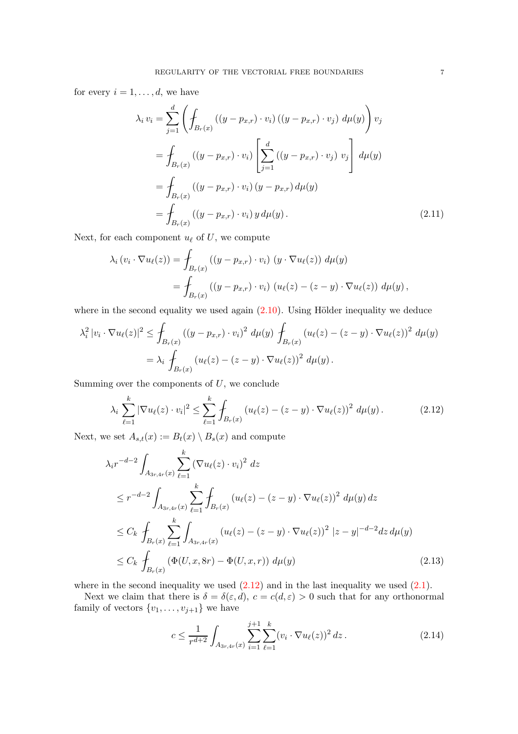for every $i = 1, \ldots, d$, we have

$$
\begin{aligned}
\lambda_i \, v_i &= \sum_{j=1}^{d} \left( \fint_{B_r(x)} ((y - p_{x,r}) \cdot v_i) \, ((y - p_{x,r}) \cdot v_j) \; d\mu(y) \right) v_j \\
&= \fint_{B_r(x)} ((y - p_{x,r}) \cdot v_i) \left[ \sum_{j=1}^{d} ((y - p_{x,r}) \cdot v_j) \; v_j \right] \, d\mu(y) \\
&= \fint_{B_r(x)} ((y - p_{x,r}) \cdot v_i) \, (y - p_{x,r}) \, d\mu(y) \\
&= \fint_{B_r(x)} ((y - p_{x,r}) \cdot v_i) \, y \, d\mu(y) \, .
\end{aligned} \tag{2.11}
$$

Next, for each component $u_\ell$ of $U$, we compute

$$
\begin{aligned}
\lambda_i \, (v_i \cdot \nabla u_\ell(z)) &= \fint_{B_r(x)} ((y - p_{x,r}) \cdot v_i) \; (y \cdot \nabla u_\ell(z)) \; d\mu(y) \\
&= \fint_{B_r(x)} ((y - p_{x,r}) \cdot v_i) \; (u_\ell(z) - (z - y) \cdot \nabla u_\ell(z)) \; d\mu(y) \, ,
\end{aligned}
$$

where in the second equality we used again (2.10). Using Hölder inequality we deduce

$$
\begin{aligned}
\lambda_i^2 \, |v_i \cdot \nabla u_\ell(z)|^2 &\le \fint_{B_r(x)} ((y - p_{x,r}) \cdot v_i)^2 \; d\mu(y) \; \fint_{B_r(x)} (u_\ell(z) - (z - y) \cdot \nabla u_\ell(z))^2 \; d\mu(y) \\
&= \lambda_i \; \fint_{B_r(x)} (u_\ell(z) - (z - y) \cdot \nabla u_\ell(z))^2 \; d\mu(y) \, .
\end{aligned}
$$

Summing over the components of $U$, we conclude

$$
\lambda_i \sum_{\ell=1}^{k} |\nabla u_\ell(z) \cdot v_i|^2 \le \sum_{\ell=1}^{k} \fint_{B_r(x)} (u_\ell(z) - (z - y) \cdot \nabla u_\ell(z))^2 \; d\mu(y) \, . \tag{2.12}
$$

Next, we set $A_{s,t}(x) := B_t(x) \setminus B_s(x)$ and compute

$$
\begin{aligned}
&\lambda_i r^{-d-2} \int_{A_{3r,4r}(x)} \sum_{\ell=1}^{k} (\nabla u_\ell(z) \cdot v_i)^2 \; dz \\
&\le r^{-d-2} \int_{A_{3r,4r}(x)} \sum_{\ell=1}^{k} \fint_{B_r(x)} (u_\ell(z) - (z - y) \cdot \nabla u_\ell(z))^2 \; d\mu(y) \, dz \\
&\le C_k \; \fint_{B_r(x)} \sum_{\ell=1}^{k} \int_{A_{3r,4r}(x)} (u_\ell(z) - (z - y) \cdot \nabla u_\ell(z))^2 \; |z - y|^{-d-2} dz \, d\mu(y) \\
&\le C_k \; \fint_{B_r(x)} (\Phi(U, x, 8r) - \Phi(U, x, r)) \; d\mu(y)
\end{aligned} \tag{2.13}
$$

where in the second inequality we used (2.12) and in the last inequality we used (2.1).

Next we claim that there is $\delta = \delta(\varepsilon, d)$, $c = c(d, \varepsilon) > 0$ such that for any orthonormal family of vectors $\{v_1, \ldots, v_{j+1}\}$ we have

$$
c \le \frac{1}{r^{d+2}} \int_{A_{3r,4r}(x)} \sum_{i=1}^{j+1} \sum_{\ell=1}^{k} (v_i \cdot \nabla u_\ell(z))^2 \, dz \, . \tag{2.14}
$$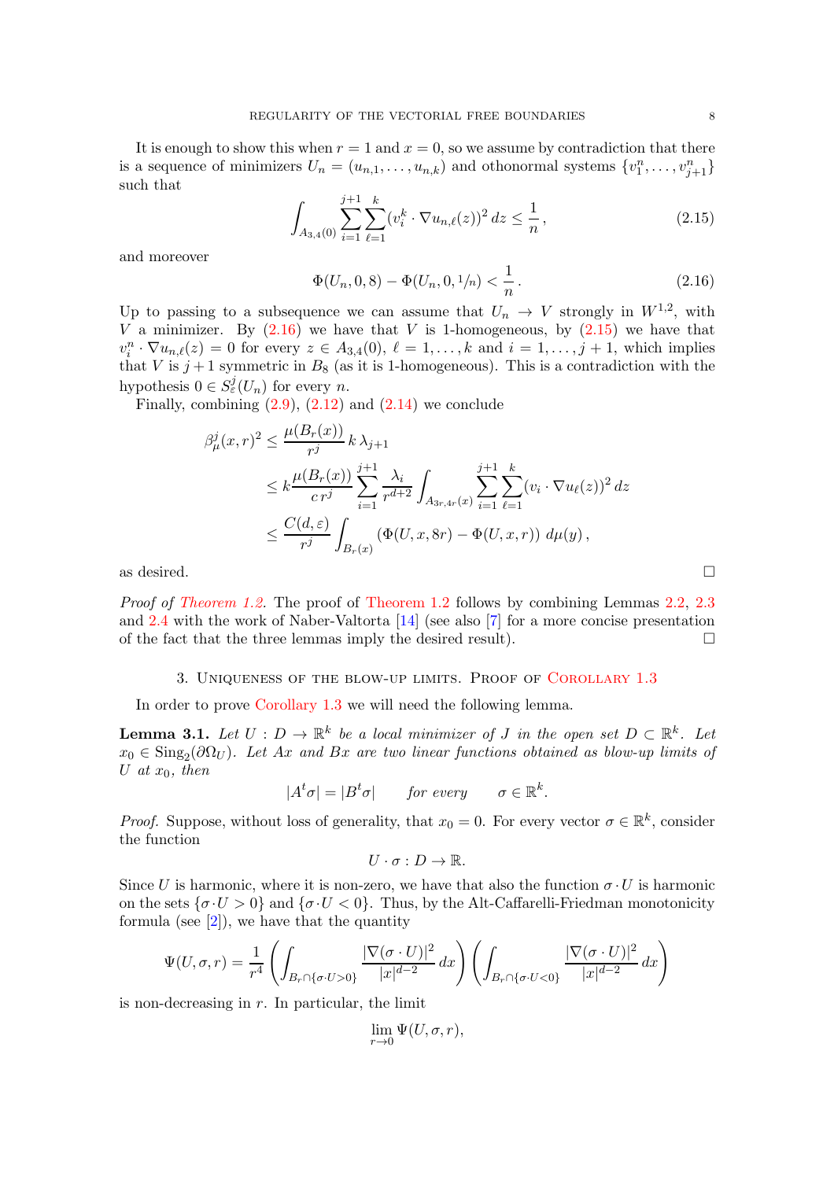It is enough to show this when $r = 1$ and $x = 0$, so we assume by contradiction that there is a sequence of minimizers $U_n = (u_{n,1}, \ldots, u_{n,k})$ and othonormal systems $\{v_1^n, \ldots, v_{j+1}^n\}$ such that

$$\int_{A_{3,4}(0)} \sum_{i=1}^{j+1} \sum_{\ell=1}^{k} (v_i^k \cdot \nabla u_{n,\ell}(z))^2 \, dz \le \frac{1}{n}, \tag{2.15}$$

and moreover

$$\Phi(U_n, 0, 8) - \Phi(U_n, 0, 1/n) < \frac{1}{n}. \tag{2.16}$$

Up to passing to a subsequence we can assume that $U_n \to V$ strongly in $W^{1,2}$, with $V$ a minimizer. By (2.16) we have that $V$ is 1-homogeneous, by (2.15) we have that $v_i^n \cdot \nabla u_{n,\ell}(z) = 0$ for every $z \in A_{3,4}(0)$, $\ell = 1, \ldots, k$ and $i = 1, \ldots, j+1$, which implies that $V$ is $j+1$ symmetric in $B_8$ (as it is 1-homogeneous). This is a contradiction with the hypothesis $0 \in S_\varepsilon^j(U_n)$ for every $n$.

Finally, combining (2.9), (2.12) and (2.14) we conclude

$$\begin{aligned}
\beta_\mu^j(x,r)^2 &\le \frac{\mu(B_r(x))}{r^j} \, k \, \lambda_{j+1} \\
&\le k \frac{\mu(B_r(x))}{c \, r^j} \sum_{i=1}^{j+1} \frac{\lambda_i}{r^{d+2}} \int_{A_{3r,4r}(x)} \sum_{i=1}^{j+1} \sum_{\ell=1}^{k} (v_i \cdot \nabla u_\ell(z))^2 \, dz \\
&\le \frac{C(d,\varepsilon)}{r^j} \int_{B_r(x)} \left( \Phi(U,x,8r) - \Phi(U,x,r) \right) d\mu(y),
\end{aligned}$$

as desired. $\square$

*Proof of Theorem 1.2.* The proof of Theorem 1.2 follows by combining Lemmas 2.2, 2.3 and 2.4 with the work of Naber-Valtorta [14] (see also [7] for a more concise presentation of the fact that the three lemmas imply the desired result). $\square$

## 3. Uniqueness of the blow-up limits. Proof of Corollary 1.3

In order to prove Corollary 1.3 we will need the following lemma.

**Lemma 3.1.** *Let $U : D \to \mathbb{R}^k$ be a local minimizer of $J$ in the open set $D \subset \mathbb{R}^k$. Let $x_0 \in \mathrm{Sing}_2(\partial\Omega_U)$. Let $Ax$ and $Bx$ are two linear functions obtained as blow-up limits of $U$ at $x_0$, then*

$$|A^t\sigma| = |B^t\sigma| \qquad \text{for every} \qquad \sigma \in \mathbb{R}^k.$$

*Proof.* Suppose, without loss of generality, that $x_0 = 0$. For every vector $\sigma \in \mathbb{R}^k$, consider the function

$$U \cdot \sigma : D \to \mathbb{R}.$$

Since $U$ is harmonic, where it is non-zero, we have that also the function $\sigma \cdot U$ is harmonic on the sets $\{\sigma \cdot U > 0\}$ and $\{\sigma \cdot U < 0\}$. Thus, by the Alt-Caffarelli-Friedman monotonicity formula (see [2]), we have that the quantity

$$\Psi(U,\sigma,r) = \frac{1}{r^4} \left( \int_{B_r \cap \{\sigma \cdot U > 0\}} \frac{|\nabla(\sigma \cdot U)|^2}{|x|^{d-2}} \, dx \right) \left( \int_{B_r \cap \{\sigma \cdot U < 0\}} \frac{|\nabla(\sigma \cdot U)|^2}{|x|^{d-2}} \, dx \right)$$

is non-decreasing in $r$. In particular, the limit

$$\lim_{r \to 0} \Psi(U,\sigma,r),$$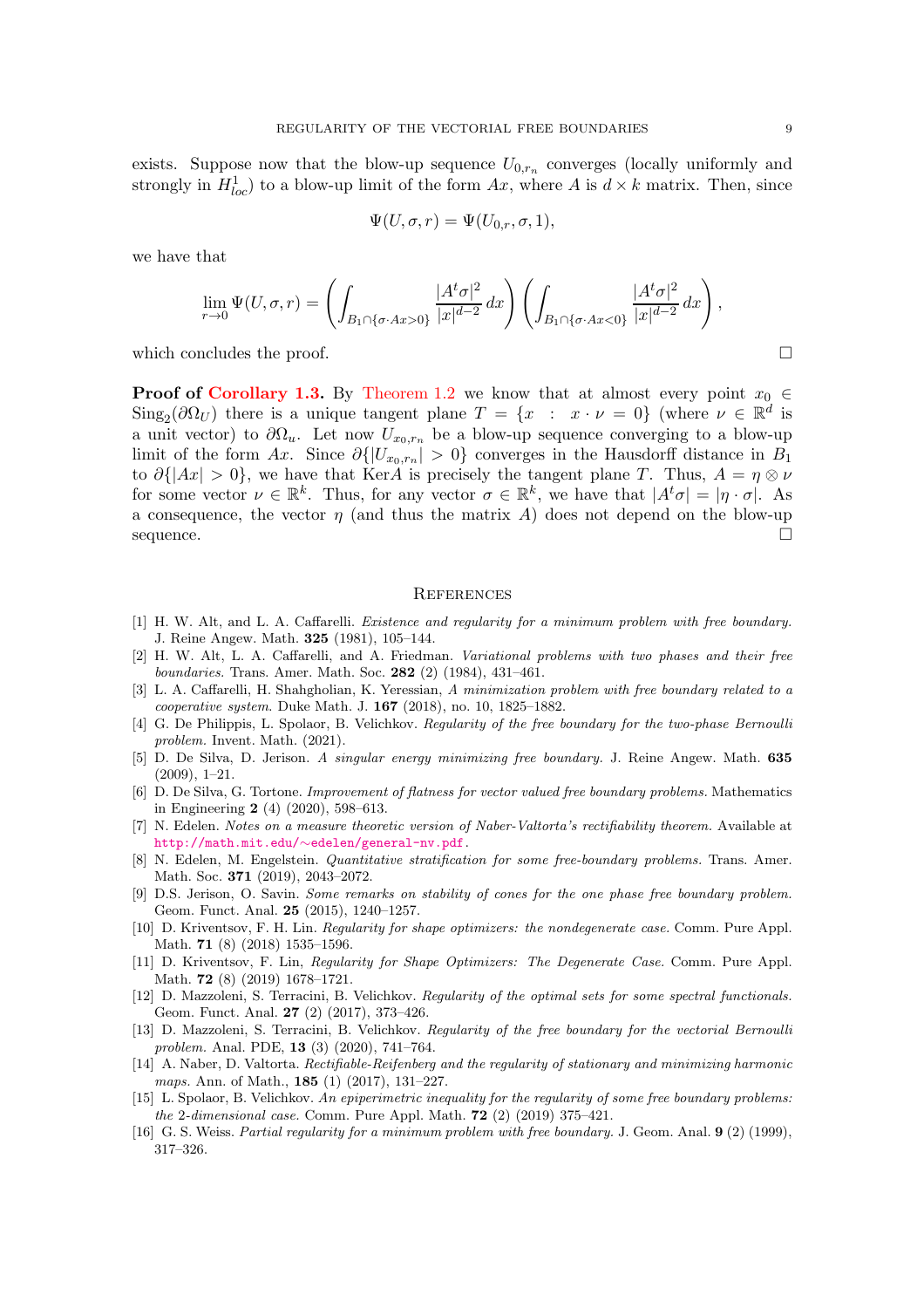exists. Suppose now that the blow-up sequence $U_{0,r_n}$ converges (locally uniformly and strongly in $H^1_{loc}$) to a blow-up limit of the form $Ax$, where $A$ is $d \times k$ matrix. Then, since

$$\Psi(U, \sigma, r) = \Psi(U_{0,r}, \sigma, 1),$$

we have that

$$\lim_{r \to 0} \Psi(U, \sigma, r) = \left( \int_{B_1 \cap \{\sigma \cdot Ax > 0\}} \frac{|A^t \sigma|^2}{|x|^{d-2}} \, dx \right) \left( \int_{B_1 \cap \{\sigma \cdot Ax < 0\}} \frac{|A^t \sigma|^2}{|x|^{d-2}} \, dx \right),$$

which concludes the proof. $\square$

**Proof of Corollary 1.3.** By Theorem 1.2 we know that at almost every point $x_0 \in \mathrm{Sing}_2(\partial \Omega_U)$ there is a unique tangent plane $T = \{x \ : \ x \cdot \nu = 0\}$ (where $\nu \in \mathbb{R}^d$ is a unit vector) to $\partial \Omega_u$. Let now $U_{x_0,r_n}$ be a blow-up sequence converging to a blow-up limit of the form $Ax$. Since $\partial\{|U_{x_0,r_n}| > 0\}$ converges in the Hausdorff distance in $B_1$ to $\partial\{|Ax| > 0\}$, we have that $\mathrm{Ker}A$ is precisely the tangent plane $T$. Thus, $A = \eta \otimes \nu$ for some vector $\nu \in \mathbb{R}^k$. Thus, for any vector $\sigma \in \mathbb{R}^k$, we have that $|A^t \sigma| = |\eta \cdot \sigma|$. As a consequence, the vector $\eta$ (and thus the matrix $A$) does not depend on the blow-up sequence. $\square$

## References

[1] H. W. Alt, and L. A. Caffarelli. *Existence and regularity for a minimum problem with free boundary.* J. Reine Angew. Math. **325** (1981), 105–144.

[2] H. W. Alt, L. A. Caffarelli, and A. Friedman. *Variational problems with two phases and their free boundaries.* Trans. Amer. Math. Soc. **282** (2) (1984), 431–461.

[3] L. A. Caffarelli, H. Shahgholian, K. Yeressian, *A minimization problem with free boundary related to a cooperative system.* Duke Math. J. **167** (2018), no. 10, 1825–1882.

[4] G. De Philippis, L. Spolaor, B. Velichkov. *Regularity of the free boundary for the two-phase Bernoulli problem.* Invent. Math. (2021).

[5] D. De Silva, D. Jerison. *A singular energy minimizing free boundary.* J. Reine Angew. Math. **635** (2009), 1–21.

[6] D. De Silva, G. Tortone. *Improvement of flatness for vector valued free boundary problems.* Mathematics in Engineering **2** (4) (2020), 598–613.

[7] N. Edelen. *Notes on a measure theoretic version of Naber-Valtorta's rectifiability theorem.* Available at http://math.mit.edu/∼edelen/general-nv.pdf.

[8] N. Edelen, M. Engelstein. *Quantitative stratification for some free-boundary problems.* Trans. Amer. Math. Soc. **371** (2019), 2043–2072.

[9] D.S. Jerison, O. Savin. *Some remarks on stability of cones for the one phase free boundary problem.* Geom. Funct. Anal. **25** (2015), 1240–1257.

[10] D. Kriventsov, F. H. Lin. *Regularity for shape optimizers: the nondegenerate case.* Comm. Pure Appl. Math. **71** (8) (2018) 1535–1596.

[11] D. Kriventsov, F. Lin, *Regularity for Shape Optimizers: The Degenerate Case.* Comm. Pure Appl. Math. **72** (8) (2019) 1678–1721.

[12] D. Mazzoleni, S. Terracini, B. Velichkov. *Regularity of the optimal sets for some spectral functionals.* Geom. Funct. Anal. **27** (2) (2017), 373–426.

[13] D. Mazzoleni, S. Terracini, B. Velichkov. *Regularity of the free boundary for the vectorial Bernoulli problem.* Anal. PDE, **13** (3) (2020), 741–764.

[14] A. Naber, D. Valtorta. *Rectifiable-Reifenberg and the regularity of stationary and minimizing harmonic maps.* Ann. of Math., **185** (1) (2017), 131–227.

[15] L. Spolaor, B. Velichkov. *An epiperimetric inequality for the regularity of some free boundary problems: the 2-dimensional case.* Comm. Pure Appl. Math. **72** (2) (2019) 375–421.

[16] G. S. Weiss. *Partial regularity for a minimum problem with free boundary.* J. Geom. Anal. **9** (2) (1999), 317–326.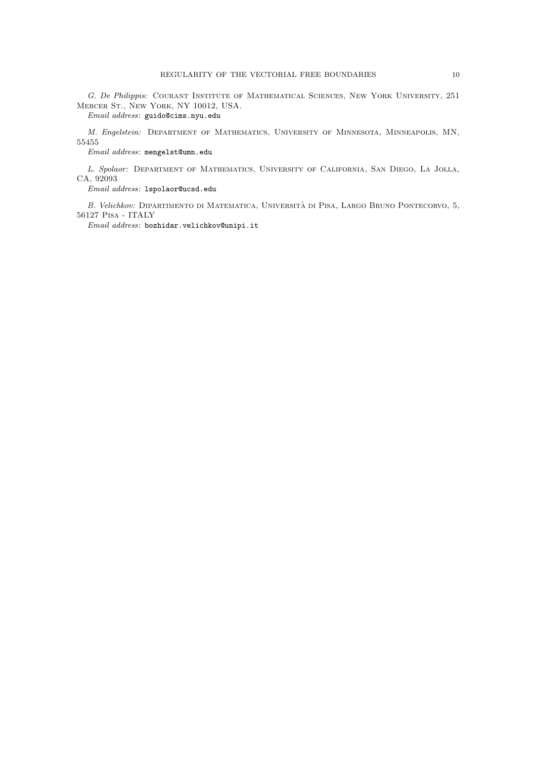*G. De Philippis:* Courant Institute of Mathematical Sciences, New York University, 251 Mercer St., New York, NY 10012, USA.

*Email address*: guido@cims.nyu.edu

*M. Engelstein:* Department of Mathematics, University of Minnesota, Minneapolis, MN, 55455

*Email address*: mengelst@umn.edu

*L. Spolaor:* Department of Mathematics, University of California, San Diego, La Jolla, CA, 92093

*Email address*: lspolaor@ucsd.edu

*B. Velichkov:* Dipartimento di Matematica, Università di Pisa, Largo Bruno Pontecorvo, 5, 56127 Pisa - ITALY

*Email address*: bozhidar.velichkov@unipi.it